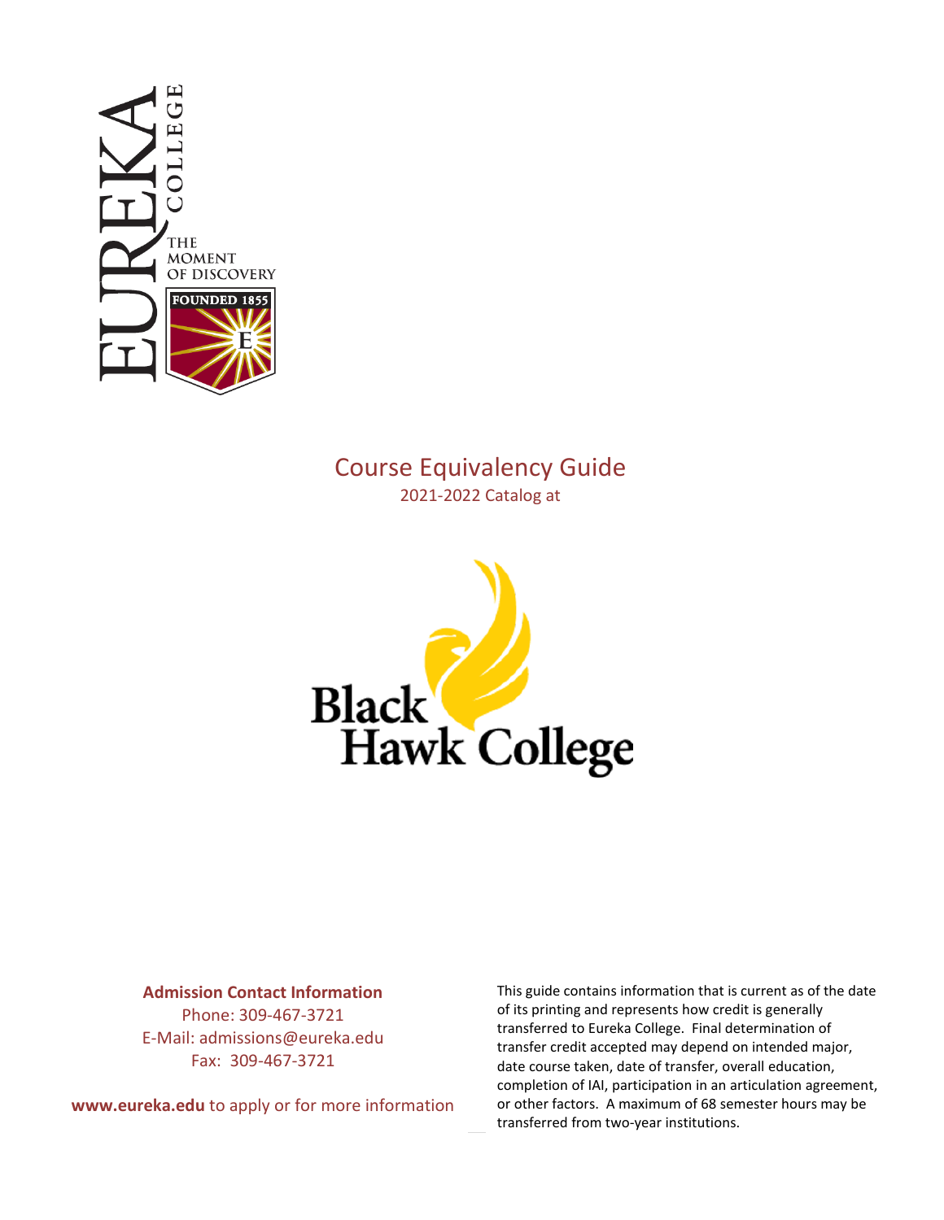# Course Equivalency Guide

2021-2022 Catalog at

Black Hawk College

**Admission Contact Information**

Phone: 309-467-3721

E-Mail: admissions@eureka.edu

Fax: 309-467-3721

**www.eureka.edu** to apply or for more information

This guide contains information that is current as of the date of its printing and represents how credit is generally transferred to Eureka College. Final determination of transfer credit accepted may depend on intended major, date course taken, date of transfer, overall education, completion of IAI, participation in an articulation agreement, or other factors. A maximum of 68 semester hours may be transferred from two-year institutions.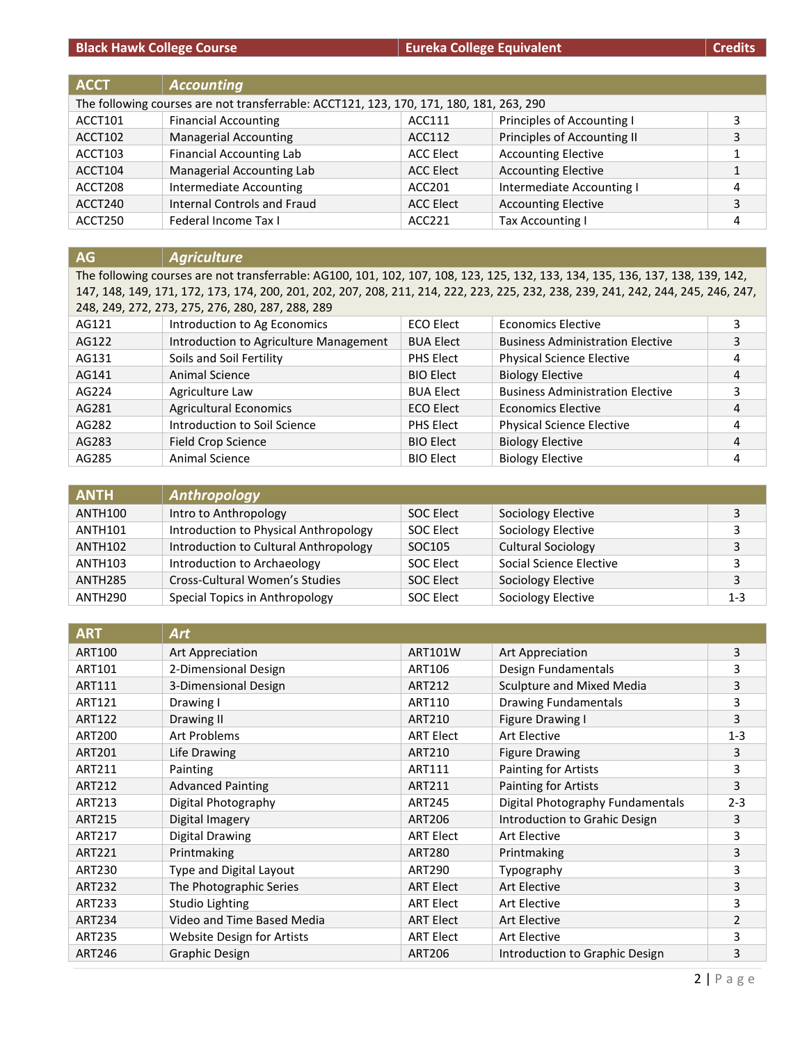| Black Hawk College Course | | Eureka College Equivalent | | Credits |
|---|---|---|---|---|
| **ACCT** | ***Accounting*** | | | |
| The following courses are not transferrable: ACCT121, 123, 170, 171, 180, 181, 263, 290 | | | | |
| ACCT101 | Financial Accounting | ACC111 | Principles of Accounting I | 3 |
| ACCT102 | Managerial Accounting | ACC112 | Principles of Accounting II | 3 |
| ACCT103 | Financial Accounting Lab | ACC Elect | Accounting Elective | 1 |
| ACCT104 | Managerial Accounting Lab | ACC Elect | Accounting Elective | 1 |
| ACCT208 | Intermediate Accounting | ACC201 | Intermediate Accounting I | 4 |
| ACCT240 | Internal Controls and Fraud | ACC Elect | Accounting Elective | 3 |
| ACCT250 | Federal Income Tax I | ACC221 | Tax Accounting I | 4 |

| **AG** | ***Agriculture*** | | | |
|---|---|---|---|---|
| The following courses are not transferrable: AG100, 101, 102, 107, 108, 123, 125, 132, 133, 134, 135, 136, 137, 138, 139, 142, 147, 148, 149, 171, 172, 173, 174, 200, 201, 202, 207, 208, 211, 214, 222, 223, 225, 232, 238, 239, 241, 242, 244, 245, 246, 247, 248, 249, 272, 273, 275, 276, 280, 287, 288, 289 | | | | |
| AG121 | Introduction to Ag Economics | ECO Elect | Economics Elective | 3 |
| AG122 | Introduction to Agriculture Management | BUA Elect | Business Administration Elective | 3 |
| AG131 | Soils and Soil Fertility | PHS Elect | Physical Science Elective | 4 |
| AG141 | Animal Science | BIO Elect | Biology Elective | 4 |
| AG224 | Agriculture Law | BUA Elect | Business Administration Elective | 3 |
| AG281 | Agricultural Economics | ECO Elect | Economics Elective | 4 |
| AG282 | Introduction to Soil Science | PHS Elect | Physical Science Elective | 4 |
| AG283 | Field Crop Science | BIO Elect | Biology Elective | 4 |
| AG285 | Animal Science | BIO Elect | Biology Elective | 4 |

| **ANTH** | ***Anthropology*** | | | |
|---|---|---|---|---|
| ANTH100 | Intro to Anthropology | SOC Elect | Sociology Elective | 3 |
| ANTH101 | Introduction to Physical Anthropology | SOC Elect | Sociology Elective | 3 |
| ANTH102 | Introduction to Cultural Anthropology | SOC105 | Cultural Sociology | 3 |
| ANTH103 | Introduction to Archaeology | SOC Elect | Social Science Elective | 3 |
| ANTH285 | Cross-Cultural Women's Studies | SOC Elect | Sociology Elective | 3 |
| ANTH290 | Special Topics in Anthropology | SOC Elect | Sociology Elective | 1-3 |

| **ART** | ***Art*** | | | |
|---|---|---|---|---|
| ART100 | Art Appreciation | ART101W | Art Appreciation | 3 |
| ART101 | 2-Dimensional Design | ART106 | Design Fundamentals | 3 |
| ART111 | 3-Dimensional Design | ART212 | Sculpture and Mixed Media | 3 |
| ART121 | Drawing I | ART110 | Drawing Fundamentals | 3 |
| ART122 | Drawing II | ART210 | Figure Drawing I | 3 |
| ART200 | Art Problems | ART Elect | Art Elective | 1-3 |
| ART201 | Life Drawing | ART210 | Figure Drawing | 3 |
| ART211 | Painting | ART111 | Painting for Artists | 3 |
| ART212 | Advanced Painting | ART211 | Painting for Artists | 3 |
| ART213 | Digital Photography | ART245 | Digital Photography Fundamentals | 2-3 |
| ART215 | Digital Imagery | ART206 | Introduction to Grahic Design | 3 |
| ART217 | Digital Drawing | ART Elect | Art Elective | 3 |
| ART221 | Printmaking | ART280 | Printmaking | 3 |
| ART230 | Type and Digital Layout | ART290 | Typography | 3 |
| ART232 | The Photographic Series | ART Elect | Art Elective | 3 |
| ART233 | Studio Lighting | ART Elect | Art Elective | 3 |
| ART234 | Video and Time Based Media | ART Elect | Art Elective | 2 |
| ART235 | Website Design for Artists | ART Elect | Art Elective | 3 |
| ART246 | Graphic Design | ART206 | Introduction to Graphic Design | 3 |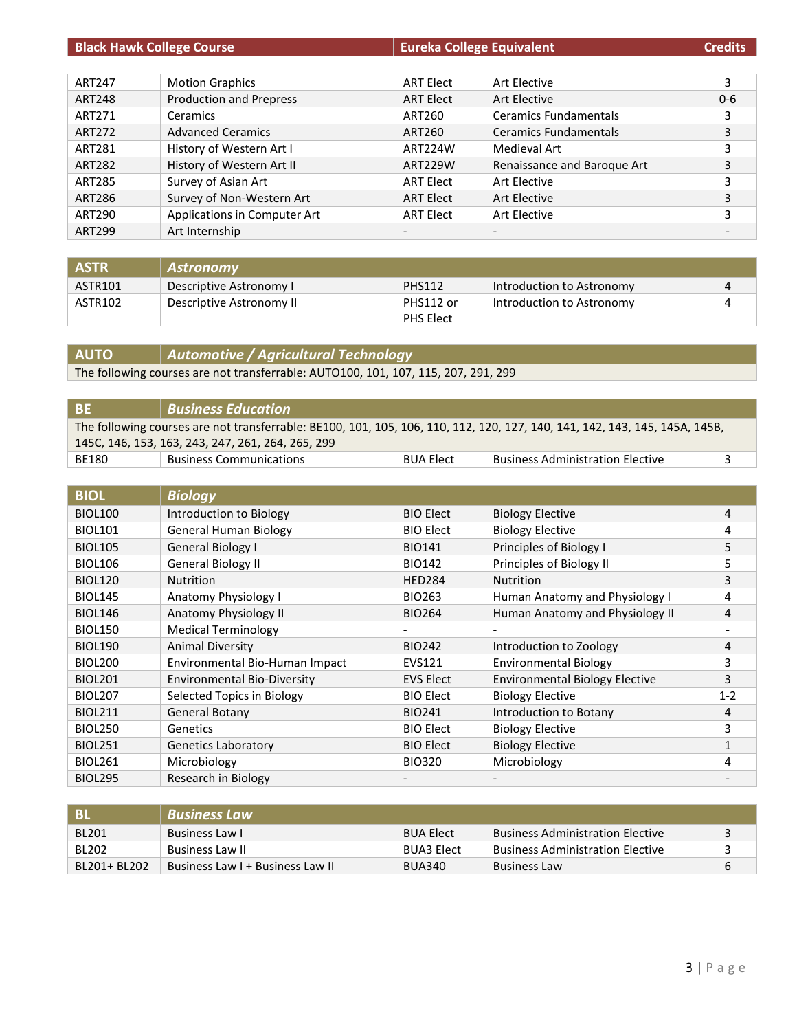| Black Hawk College Course | | Eureka College Equivalent | | Credits |
|---|---|---|---|---|
| ART247 | Motion Graphics | ART Elect | Art Elective | 3 |
| ART248 | Production and Prepress | ART Elect | Art Elective | 0-6 |
| ART271 | Ceramics | ART260 | Ceramics Fundamentals | 3 |
| ART272 | Advanced Ceramics | ART260 | Ceramics Fundamentals | 3 |
| ART281 | History of Western Art I | ART224W | Medieval Art | 3 |
| ART282 | History of Western Art II | ART229W | Renaissance and Baroque Art | 3 |
| ART285 | Survey of Asian Art | ART Elect | Art Elective | 3 |
| ART286 | Survey of Non-Western Art | ART Elect | Art Elective | 3 |
| ART290 | Applications in Computer Art | ART Elect | Art Elective | 3 |
| ART299 | Art Internship | - | - | - |

| ASTR | *Astronomy* | | | |
|---|---|---|---|---|
| ASTR101 | Descriptive Astronomy I | PHS112 | Introduction to Astronomy | 4 |
| ASTR102 | Descriptive Astronomy II | PHS112 or PHS Elect | Introduction to Astronomy | 4 |

| AUTO | *Automotive / Agricultural Technology* |
|---|---|
| The following courses are not transferrable: AUTO100, 101, 107, 115, 207, 291, 299 | |

| BE | *Business Education* | | | |
|---|---|---|---|---|
| The following courses are not transferrable: BE100, 101, 105, 106, 110, 112, 120, 127, 140, 141, 142, 143, 145, 145A, 145B, 145C, 146, 153, 163, 243, 247, 261, 264, 265, 299 | | | | |
| BE180 | Business Communications | BUA Elect | Business Administration Elective | 3 |

| BIOL | *Biology* | | | |
|---|---|---|---|---|
| BIOL100 | Introduction to Biology | BIO Elect | Biology Elective | 4 |
| BIOL101 | General Human Biology | BIO Elect | Biology Elective | 4 |
| BIOL105 | General Biology I | BIO141 | Principles of Biology I | 5 |
| BIOL106 | General Biology II | BIO142 | Principles of Biology II | 5 |
| BIOL120 | Nutrition | HED284 | Nutrition | 3 |
| BIOL145 | Anatomy Physiology I | BIO263 | Human Anatomy and Physiology I | 4 |
| BIOL146 | Anatomy Physiology II | BIO264 | Human Anatomy and Physiology II | 4 |
| BIOL150 | Medical Terminology | - | - | - |
| BIOL190 | Animal Diversity | BIO242 | Introduction to Zoology | 4 |
| BIOL200 | Environmental Bio-Human Impact | EVS121 | Environmental Biology | 3 |
| BIOL201 | Environmental Bio-Diversity | EVS Elect | Environmental Biology Elective | 3 |
| BIOL207 | Selected Topics in Biology | BIO Elect | Biology Elective | 1-2 |
| BIOL211 | General Botany | BIO241 | Introduction to Botany | 4 |
| BIOL250 | Genetics | BIO Elect | Biology Elective | 3 |
| BIOL251 | Genetics Laboratory | BIO Elect | Biology Elective | 1 |
| BIOL261 | Microbiology | BIO320 | Microbiology | 4 |
| BIOL295 | Research in Biology | - | - | - |

| BL | *Business Law* | | | |
|---|---|---|---|---|
| BL201 | Business Law I | BUA Elect | Business Administration Elective | 3 |
| BL202 | Business Law II | BUA3 Elect | Business Administration Elective | 3 |
| BL201+ BL202 | Business Law I + Business Law II | BUA340 | Business Law | 6 |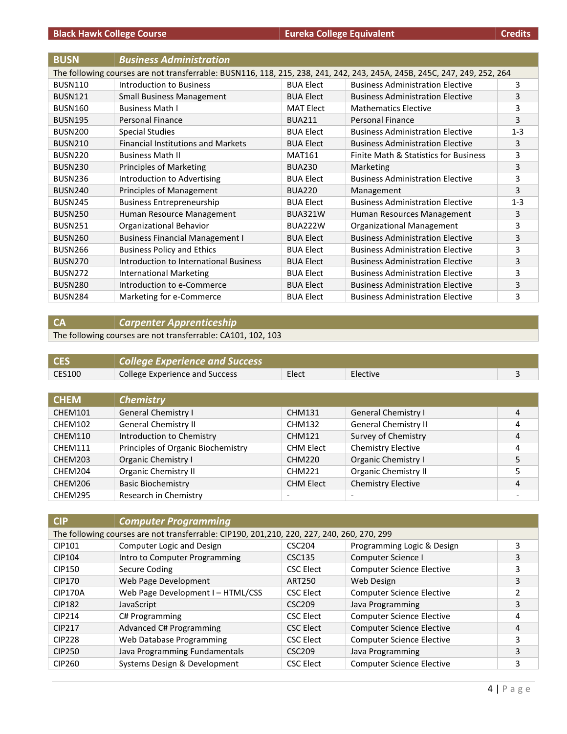| Black Hawk College Course | | Eureka College Equivalent | | Credits |
|---|---|---|---|---|
| **BUSN** | ***Business Administration*** | | | |
| The following courses are not transferrable: BUSN116, 118, 215, 238, 241, 242, 243, 245A, 245B, 245C, 247, 249, 252, 264 | | | | |
| BUSN110 | Introduction to Business | BUA Elect | Business Administration Elective | 3 |
| BUSN121 | Small Business Management | BUA Elect | Business Administration Elective | 3 |
| BUSN160 | Business Math I | MAT Elect | Mathematics Elective | 3 |
| BUSN195 | Personal Finance | BUA211 | Personal Finance | 3 |
| BUSN200 | Special Studies | BUA Elect | Business Administration Elective | 1-3 |
| BUSN210 | Financial Institutions and Markets | BUA Elect | Business Administration Elective | 3 |
| BUSN220 | Business Math II | MAT161 | Finite Math & Statistics for Business | 3 |
| BUSN230 | Principles of Marketing | BUA230 | Marketing | 3 |
| BUSN236 | Introduction to Advertising | BUA Elect | Business Administration Elective | 3 |
| BUSN240 | Principles of Management | BUA220 | Management | 3 |
| BUSN245 | Business Entrepreneurship | BUA Elect | Business Administration Elective | 1-3 |
| BUSN250 | Human Resource Management | BUA321W | Human Resources Management | 3 |
| BUSN251 | Organizational Behavior | BUA222W | Organizational Management | 3 |
| BUSN260 | Business Financial Management I | BUA Elect | Business Administration Elective | 3 |
| BUSN266 | Business Policy and Ethics | BUA Elect | Business Administration Elective | 3 |
| BUSN270 | Introduction to International Business | BUA Elect | Business Administration Elective | 3 |
| BUSN272 | International Marketing | BUA Elect | Business Administration Elective | 3 |
| BUSN280 | Introduction to e-Commerce | BUA Elect | Business Administration Elective | 3 |
| BUSN284 | Marketing for e-Commerce | BUA Elect | Business Administration Elective | 3 |

| **CA** | ***Carpenter Apprenticeship*** | | | |
|---|---|---|---|---|
| The following courses are not transferrable: CA101, 102, 103 | | | | |

| **CES** | ***College Experience and Success*** | | | |
|---|---|---|---|---|
| CES100 | College Experience and Success | Elect | Elective | 3 |

| **CHEM** | ***Chemistry*** | | | |
|---|---|---|---|---|
| CHEM101 | General Chemistry I | CHM131 | General Chemistry I | 4 |
| CHEM102 | General Chemistry II | CHM132 | General Chemistry II | 4 |
| CHEM110 | Introduction to Chemistry | CHM121 | Survey of Chemistry | 4 |
| CHEM111 | Principles of Organic Biochemistry | CHM Elect | Chemistry Elective | 4 |
| CHEM203 | Organic Chemistry I | CHM220 | Organic Chemistry I | 5 |
| CHEM204 | Organic Chemistry II | CHM221 | Organic Chemistry II | 5 |
| CHEM206 | Basic Biochemistry | CHM Elect | Chemistry Elective | 4 |
| CHEM295 | Research in Chemistry | - | - | - |

| **CIP** | ***Computer Programming*** | | | |
|---|---|---|---|---|
| The following courses are not transferrable: CIP190, 201,210, 220, 227, 240, 260, 270, 299 | | | | |
| CIP101 | Computer Logic and Design | CSC204 | Programming Logic & Design | 3 |
| CIP104 | Intro to Computer Programming | CSC135 | Computer Science I | 3 |
| CIP150 | Secure Coding | CSC Elect | Computer Science Elective | 3 |
| CIP170 | Web Page Development | ART250 | Web Design | 3 |
| CIP170A | Web Page Development I – HTML/CSS | CSC Elect | Computer Science Elective | 2 |
| CIP182 | JavaScript | CSC209 | Java Programming | 3 |
| CIP214 | C# Programming | CSC Elect | Computer Science Elective | 4 |
| CIP217 | Advanced C# Programming | CSC Elect | Computer Science Elective | 4 |
| CIP228 | Web Database Programming | CSC Elect | Computer Science Elective | 3 |
| CIP250 | Java Programming Fundamentals | CSC209 | Java Programming | 3 |
| CIP260 | Systems Design & Development | CSC Elect | Computer Science Elective | 3 |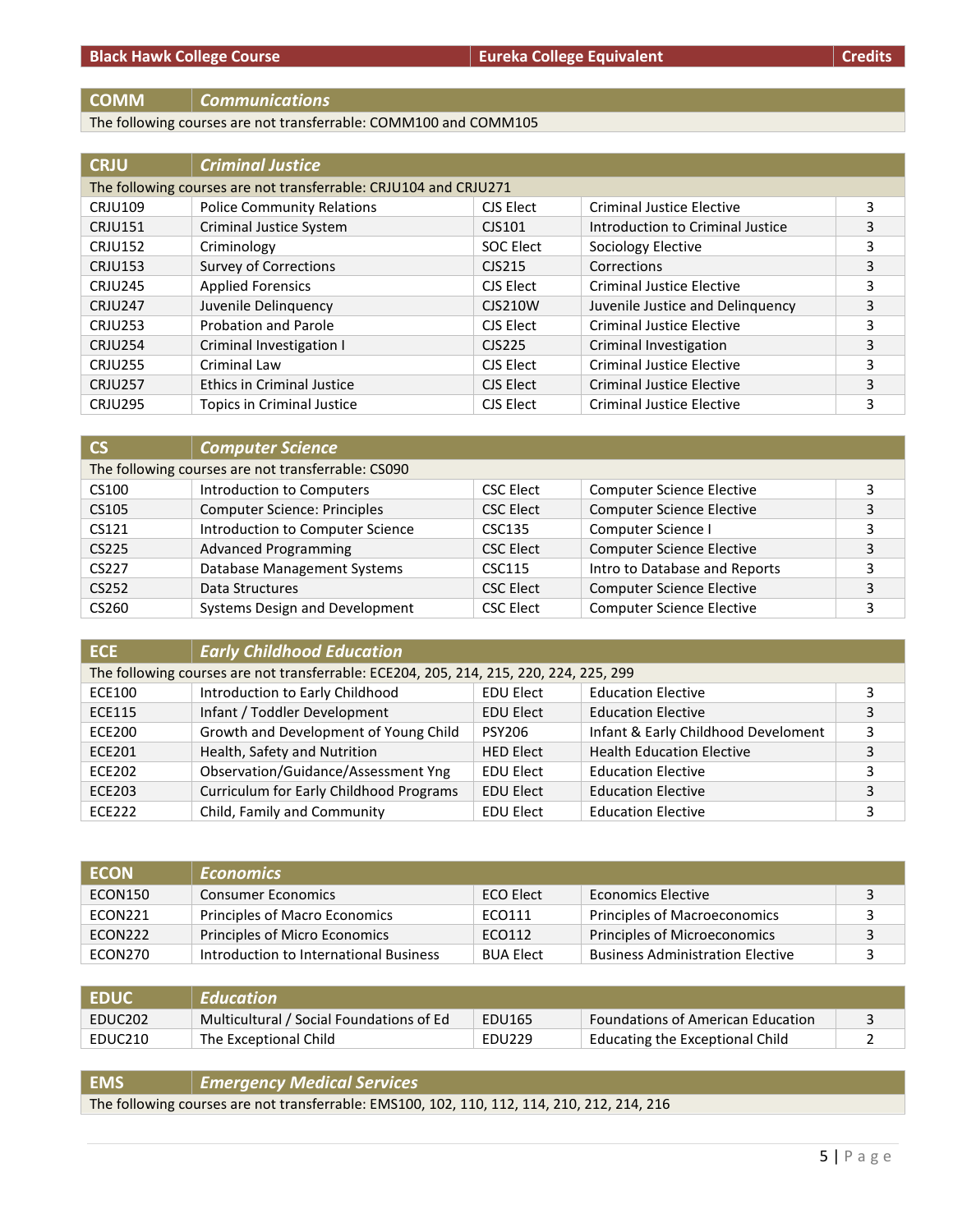| Black Hawk College Course | | Eureka College Equivalent | | Credits |
|---|---|---|---|---|
| **COMM** | ***Communications*** | | | |
| The following courses are not transferrable: COMM100 and COMM105 | | | | |
| **CRJU** | ***Criminal Justice*** | | | |
| The following courses are not transferrable: CRJU104 and CRJU271 | | | | |
| CRJU109 | Police Community Relations | CJS Elect | Criminal Justice Elective | 3 |
| CRJU151 | Criminal Justice System | CJS101 | Introduction to Criminal Justice | 3 |
| CRJU152 | Criminology | SOC Elect | Sociology Elective | 3 |
| CRJU153 | Survey of Corrections | CJS215 | Corrections | 3 |
| CRJU245 | Applied Forensics | CJS Elect | Criminal Justice Elective | 3 |
| CRJU247 | Juvenile Delinquency | CJS210W | Juvenile Justice and Delinquency | 3 |
| CRJU253 | Probation and Parole | CJS Elect | Criminal Justice Elective | 3 |
| CRJU254 | Criminal Investigation I | CJS225 | Criminal Investigation | 3 |
| CRJU255 | Criminal Law | CJS Elect | Criminal Justice Elective | 3 |
| CRJU257 | Ethics in Criminal Justice | CJS Elect | Criminal Justice Elective | 3 |
| CRJU295 | Topics in Criminal Justice | CJS Elect | Criminal Justice Elective | 3 |
| **CS** | ***Computer Science*** | | | |
| The following courses are not transferrable: CS090 | | | | |
| CS100 | Introduction to Computers | CSC Elect | Computer Science Elective | 3 |
| CS105 | Computer Science: Principles | CSC Elect | Computer Science Elective | 3 |
| CS121 | Introduction to Computer Science | CSC135 | Computer Science I | 3 |
| CS225 | Advanced Programming | CSC Elect | Computer Science Elective | 3 |
| CS227 | Database Management Systems | CSC115 | Intro to Database and Reports | 3 |
| CS252 | Data Structures | CSC Elect | Computer Science Elective | 3 |
| CS260 | Systems Design and Development | CSC Elect | Computer Science Elective | 3 |
| **ECE** | ***Early Childhood Education*** | | | |
| The following courses are not transferrable: ECE204, 205, 214, 215, 220, 224, 225, 299 | | | | |
| ECE100 | Introduction to Early Childhood | EDU Elect | Education Elective | 3 |
| ECE115 | Infant / Toddler Development | EDU Elect | Education Elective | 3 |
| ECE200 | Growth and Development of Young Child | PSY206 | Infant & Early Childhood Develoment | 3 |
| ECE201 | Health, Safety and Nutrition | HED Elect | Health Education Elective | 3 |
| ECE202 | Observation/Guidance/Assessment Yng | EDU Elect | Education Elective | 3 |
| ECE203 | Curriculum for Early Childhood Programs | EDU Elect | Education Elective | 3 |
| ECE222 | Child, Family and Community | EDU Elect | Education Elective | 3 |
| **ECON** | ***Economics*** | | | |
| ECON150 | Consumer Economics | ECO Elect | Economics Elective | 3 |
| ECON221 | Principles of Macro Economics | ECO111 | Principles of Macroeconomics | 3 |
| ECON222 | Principles of Micro Economics | ECO112 | Principles of Microeconomics | 3 |
| ECON270 | Introduction to International Business | BUA Elect | Business Administration Elective | 3 |
| **EDUC** | ***Education*** | | | |
| EDUC202 | Multicultural / Social Foundations of Ed | EDU165 | Foundations of American Education | 3 |
| EDUC210 | The Exceptional Child | EDU229 | Educating the Exceptional Child | 2 |
| **EMS** | ***Emergency Medical Services*** | | | |
| The following courses are not transferrable: EMS100, 102, 110, 112, 114, 210, 212, 214, 216 | | | | |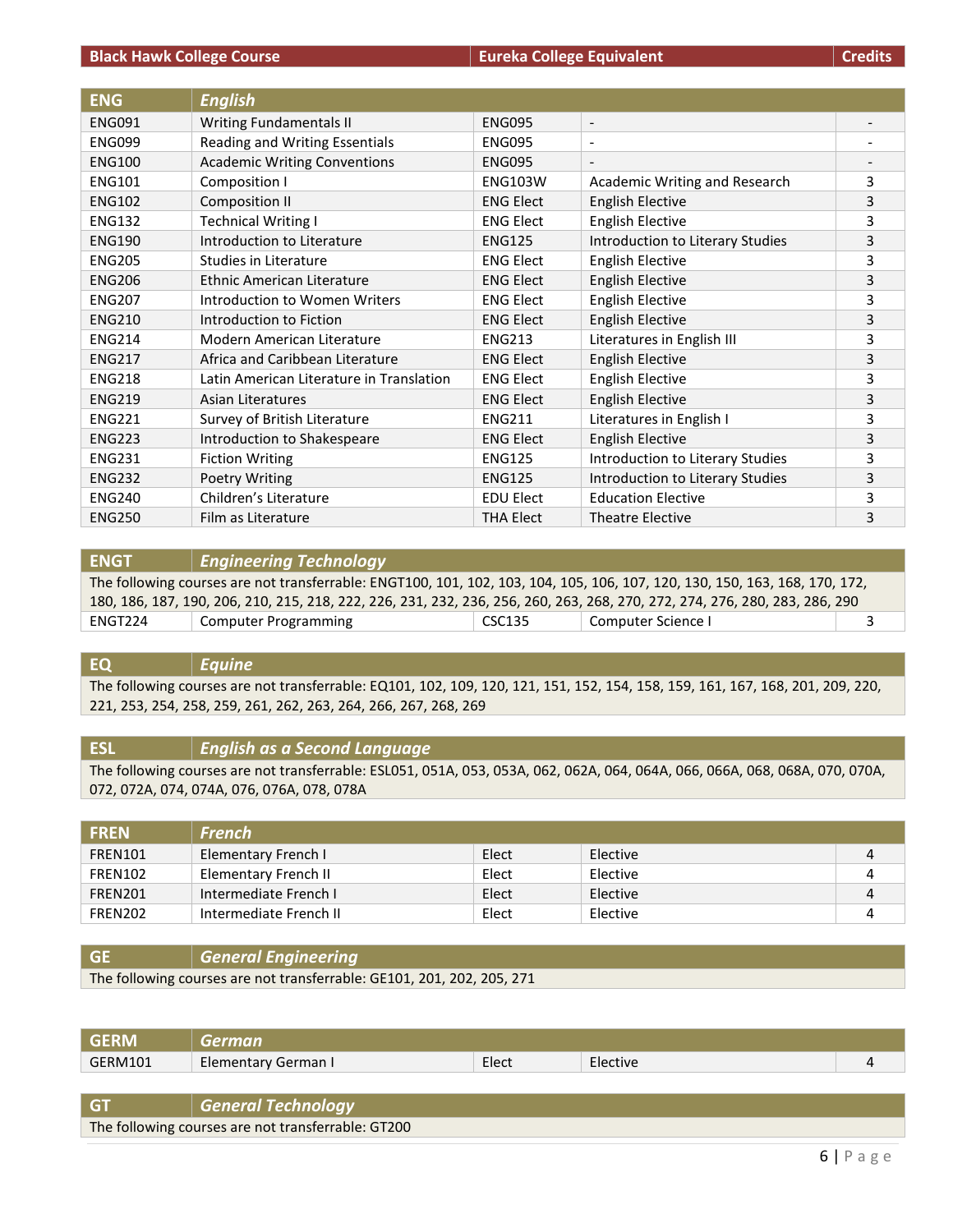| Black Hawk College Course | | Eureka College Equivalent | | Credits |
|---|---|---|---|---|
| **ENG** | ***English*** | | | |
| ENG091 | Writing Fundamentals II | ENG095 | - | - |
| ENG099 | Reading and Writing Essentials | ENG095 | - | - |
| ENG100 | Academic Writing Conventions | ENG095 | - | - |
| ENG101 | Composition I | ENG103W | Academic Writing and Research | 3 |
| ENG102 | Composition II | ENG Elect | English Elective | 3 |
| ENG132 | Technical Writing I | ENG Elect | English Elective | 3 |
| ENG190 | Introduction to Literature | ENG125 | Introduction to Literary Studies | 3 |
| ENG205 | Studies in Literature | ENG Elect | English Elective | 3 |
| ENG206 | Ethnic American Literature | ENG Elect | English Elective | 3 |
| ENG207 | Introduction to Women Writers | ENG Elect | English Elective | 3 |
| ENG210 | Introduction to Fiction | ENG Elect | English Elective | 3 |
| ENG214 | Modern American Literature | ENG213 | Literatures in English III | 3 |
| ENG217 | Africa and Caribbean Literature | ENG Elect | English Elective | 3 |
| ENG218 | Latin American Literature in Translation | ENG Elect | English Elective | 3 |
| ENG219 | Asian Literatures | ENG Elect | English Elective | 3 |
| ENG221 | Survey of British Literature | ENG211 | Literatures in English I | 3 |
| ENG223 | Introduction to Shakespeare | ENG Elect | English Elective | 3 |
| ENG231 | Fiction Writing | ENG125 | Introduction to Literary Studies | 3 |
| ENG232 | Poetry Writing | ENG125 | Introduction to Literary Studies | 3 |
| ENG240 | Children's Literature | EDU Elect | Education Elective | 3 |
| ENG250 | Film as Literature | THA Elect | Theatre Elective | 3 |
| **ENGT** | ***Engineering Technology*** | | | |
| The following courses are not transferrable: ENGT100, 101, 102, 103, 104, 105, 106, 107, 120, 130, 150, 163, 168, 170, 172, 180, 186, 187, 190, 206, 210, 215, 218, 222, 226, 231, 232, 236, 256, 260, 263, 268, 270, 272, 274, 276, 280, 283, 286, 290 | | | | |
| ENGT224 | Computer Programming | CSC135 | Computer Science I | 3 |
| **EQ** | ***Equine*** | | | |
| The following courses are not transferrable: EQ101, 102, 109, 120, 121, 151, 152, 154, 158, 159, 161, 167, 168, 201, 209, 220, 221, 253, 254, 258, 259, 261, 262, 263, 264, 266, 267, 268, 269 | | | | |
| **ESL** | ***English as a Second Language*** | | | |
| The following courses are not transferrable: ESL051, 051A, 053, 053A, 062, 062A, 064, 064A, 066, 066A, 068, 068A, 070, 070A, 072, 072A, 074, 074A, 076, 076A, 078, 078A | | | | |
| **FREN** | ***French*** | | | |
| FREN101 | Elementary French I | Elect | Elective | 4 |
| FREN102 | Elementary French II | Elect | Elective | 4 |
| FREN201 | Intermediate French I | Elect | Elective | 4 |
| FREN202 | Intermediate French II | Elect | Elective | 4 |
| **GE** | ***General Engineering*** | | | |
| The following courses are not transferrable: GE101, 201, 202, 205, 271 | | | | |
| **GERM** | ***German*** | | | |
| GERM101 | Elementary German I | Elect | Elective | 4 |
| **GT** | ***General Technology*** | | | |
| The following courses are not transferrable: GT200 | | | | |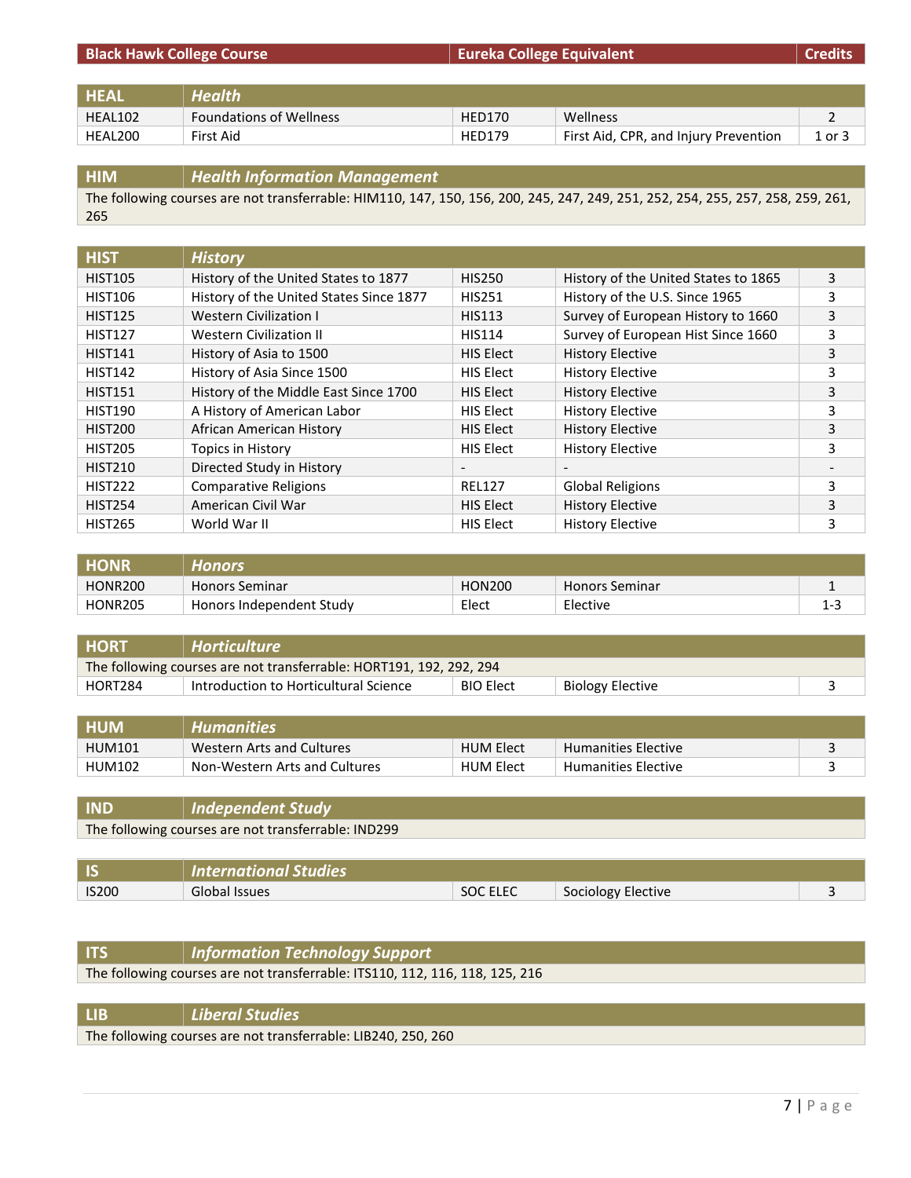| Black Hawk College Course | | Eureka College Equivalent | | Credits |
|---|---|---|---|---|
| **HEAL** | ***Health*** | | | |
| HEAL102 | Foundations of Wellness | HED170 | Wellness | 2 |
| HEAL200 | First Aid | HED179 | First Aid, CPR, and Injury Prevention | 1 or 3 |
| **HIM** | ***Health Information Management*** | | | |
| The following courses are not transferrable: HIM110, 147, 150, 156, 200, 245, 247, 249, 251, 252, 254, 255, 257, 258, 259, 261, 265 | | | | |
| **HIST** | ***History*** | | | |
| HIST105 | History of the United States to 1877 | HIS250 | History of the United States to 1865 | 3 |
| HIST106 | History of the United States Since 1877 | HIS251 | History of the U.S. Since 1965 | 3 |
| HIST125 | Western Civilization I | HIS113 | Survey of European History to 1660 | 3 |
| HIST127 | Western Civilization II | HIS114 | Survey of European Hist Since 1660 | 3 |
| HIST141 | History of Asia to 1500 | HIS Elect | History Elective | 3 |
| HIST142 | History of Asia Since 1500 | HIS Elect | History Elective | 3 |
| HIST151 | History of the Middle East Since 1700 | HIS Elect | History Elective | 3 |
| HIST190 | A History of American Labor | HIS Elect | History Elective | 3 |
| HIST200 | African American History | HIS Elect | History Elective | 3 |
| HIST205 | Topics in History | HIS Elect | History Elective | 3 |
| HIST210 | Directed Study in History | - | - | - |
| HIST222 | Comparative Religions | REL127 | Global Religions | 3 |
| HIST254 | American Civil War | HIS Elect | History Elective | 3 |
| HIST265 | World War II | HIS Elect | History Elective | 3 |
| **HONR** | ***Honors*** | | | |
| HONR200 | Honors Seminar | HON200 | Honors Seminar | 1 |
| HONR205 | Honors Independent Study | Elect | Elective | 1-3 |
| **HORT** | ***Horticulture*** | | | |
| The following courses are not transferrable: HORT191, 192, 292, 294 | | | | |
| HORT284 | Introduction to Horticultural Science | BIO Elect | Biology Elective | 3 |
| **HUM** | ***Humanities*** | | | |
| HUM101 | Western Arts and Cultures | HUM Elect | Humanities Elective | 3 |
| HUM102 | Non-Western Arts and Cultures | HUM Elect | Humanities Elective | 3 |
| **IND** | ***Independent Study*** | | | |
| The following courses are not transferrable: IND299 | | | | |
| **IS** | ***International Studies*** | | | |
| IS200 | Global Issues | SOC ELEC | Sociology Elective | 3 |
| **ITS** | ***Information Technology Support*** | | | |
| The following courses are not transferrable: ITS110, 112, 116, 118, 125, 216 | | | | |
| **LIB** | ***Liberal Studies*** | | | |
| The following courses are not transferrable: LIB240, 250, 260 | | | | |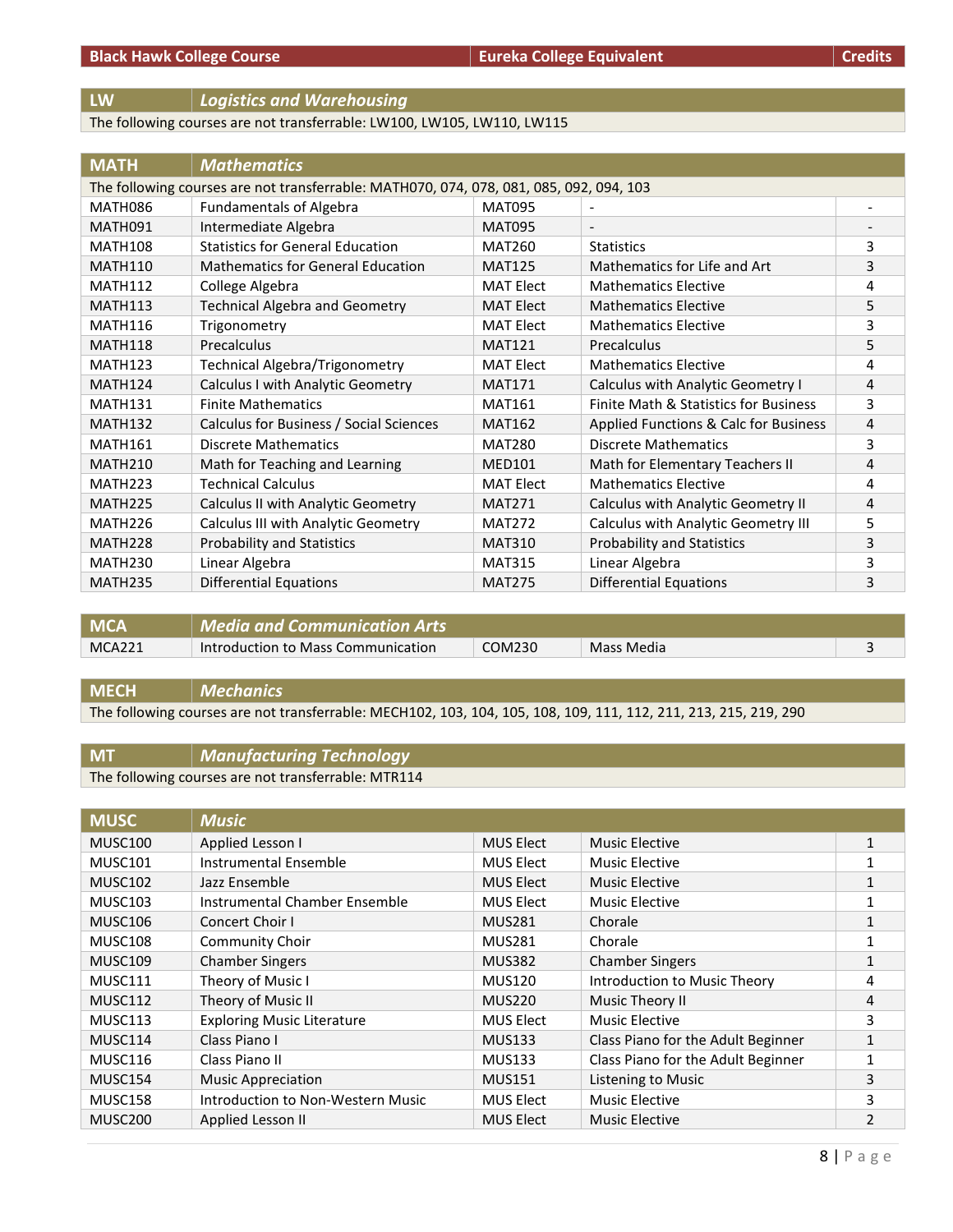| Black Hawk College Course | | Eureka College Equivalent | | Credits |
|---|---|---|---|---|
| **LW** | ***Logistics and Warehousing*** | | | |
| The following courses are not transferrable: LW100, LW105, LW110, LW115 | | | | |
| **MATH** | ***Mathematics*** | | | |
| The following courses are not transferrable: MATH070, 074, 078, 081, 085, 092, 094, 103 | | | | |
| MATH086 | Fundamentals of Algebra | MAT095 | - | - |
| MATH091 | Intermediate Algebra | MAT095 | - | - |
| MATH108 | Statistics for General Education | MAT260 | Statistics | 3 |
| MATH110 | Mathematics for General Education | MAT125 | Mathematics for Life and Art | 3 |
| MATH112 | College Algebra | MAT Elect | Mathematics Elective | 4 |
| MATH113 | Technical Algebra and Geometry | MAT Elect | Mathematics Elective | 5 |
| MATH116 | Trigonometry | MAT Elect | Mathematics Elective | 3 |
| MATH118 | Precalculus | MAT121 | Precalculus | 5 |
| MATH123 | Technical Algebra/Trigonometry | MAT Elect | Mathematics Elective | 4 |
| MATH124 | Calculus I with Analytic Geometry | MAT171 | Calculus with Analytic Geometry I | 4 |
| MATH131 | Finite Mathematics | MAT161 | Finite Math & Statistics for Business | 3 |
| MATH132 | Calculus for Business / Social Sciences | MAT162 | Applied Functions & Calc for Business | 4 |
| MATH161 | Discrete Mathematics | MAT280 | Discrete Mathematics | 3 |
| MATH210 | Math for Teaching and Learning | MED101 | Math for Elementary Teachers II | 4 |
| MATH223 | Technical Calculus | MAT Elect | Mathematics Elective | 4 |
| MATH225 | Calculus II with Analytic Geometry | MAT271 | Calculus with Analytic Geometry II | 4 |
| MATH226 | Calculus III with Analytic Geometry | MAT272 | Calculus with Analytic Geometry III | 5 |
| MATH228 | Probability and Statistics | MAT310 | Probability and Statistics | 3 |
| MATH230 | Linear Algebra | MAT315 | Linear Algebra | 3 |
| MATH235 | Differential Equations | MAT275 | Differential Equations | 3 |
| **MCA** | ***Media and Communication Arts*** | | | |
| MCA221 | Introduction to Mass Communication | COM230 | Mass Media | 3 |
| **MECH** | ***Mechanics*** | | | |
| The following courses are not transferrable: MECH102, 103, 104, 105, 108, 109, 111, 112, 211, 213, 215, 219, 290 | | | | |
| **MT** | ***Manufacturing Technology*** | | | |
| The following courses are not transferrable: MTR114 | | | | |
| **MUSC** | ***Music*** | | | |
| MUSC100 | Applied Lesson I | MUS Elect | Music Elective | 1 |
| MUSC101 | Instrumental Ensemble | MUS Elect | Music Elective | 1 |
| MUSC102 | Jazz Ensemble | MUS Elect | Music Elective | 1 |
| MUSC103 | Instrumental Chamber Ensemble | MUS Elect | Music Elective | 1 |
| MUSC106 | Concert Choir I | MUS281 | Chorale | 1 |
| MUSC108 | Community Choir | MUS281 | Chorale | 1 |
| MUSC109 | Chamber Singers | MUS382 | Chamber Singers | 1 |
| MUSC111 | Theory of Music I | MUS120 | Introduction to Music Theory | 4 |
| MUSC112 | Theory of Music II | MUS220 | Music Theory II | 4 |
| MUSC113 | Exploring Music Literature | MUS Elect | Music Elective | 3 |
| MUSC114 | Class Piano I | MUS133 | Class Piano for the Adult Beginner | 1 |
| MUSC116 | Class Piano II | MUS133 | Class Piano for the Adult Beginner | 1 |
| MUSC154 | Music Appreciation | MUS151 | Listening to Music | 3 |
| MUSC158 | Introduction to Non-Western Music | MUS Elect | Music Elective | 3 |
| MUSC200 | Applied Lesson II | MUS Elect | Music Elective | 2 |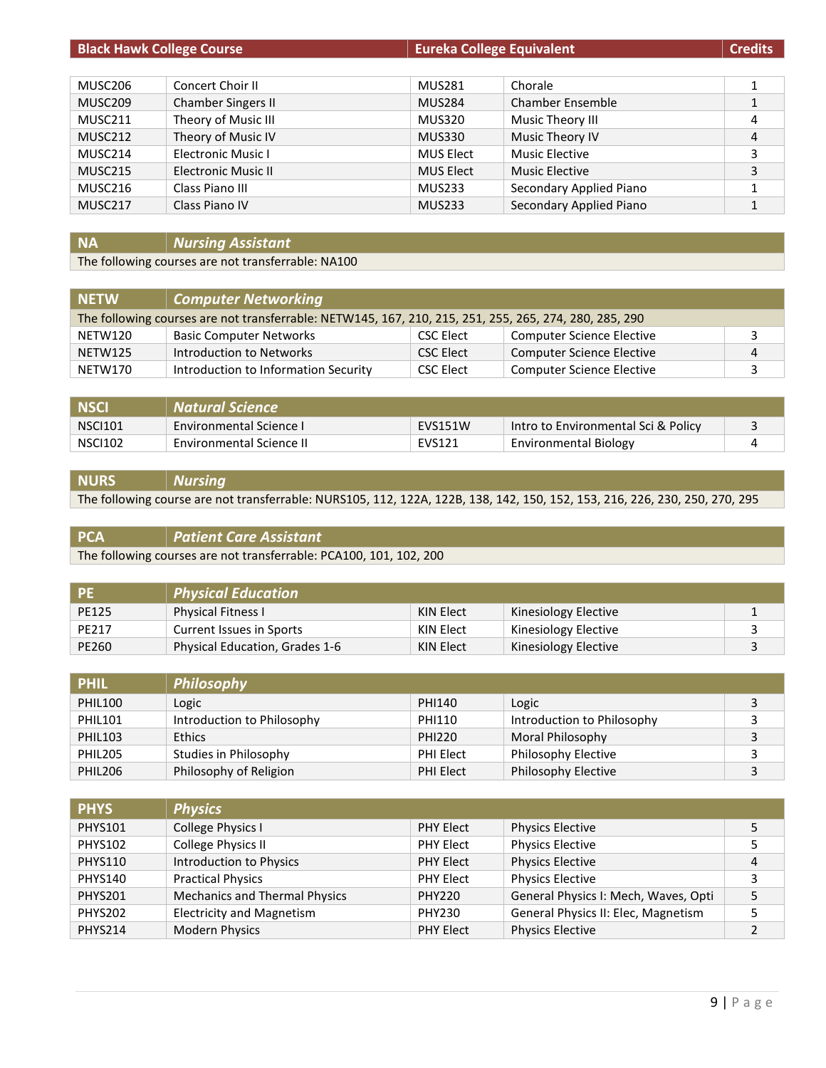| Black Hawk College Course | | Eureka College Equivalent | | Credits |
|---|---|---|---|---|
| MUSC206 | Concert Choir II | MUS281 | Chorale | 1 |
| MUSC209 | Chamber Singers II | MUS284 | Chamber Ensemble | 1 |
| MUSC211 | Theory of Music III | MUS320 | Music Theory III | 4 |
| MUSC212 | Theory of Music IV | MUS330 | Music Theory IV | 4 |
| MUSC214 | Electronic Music I | MUS Elect | Music Elective | 3 |
| MUSC215 | Electronic Music II | MUS Elect | Music Elective | 3 |
| MUSC216 | Class Piano III | MUS233 | Secondary Applied Piano | 1 |
| MUSC217 | Class Piano IV | MUS233 | Secondary Applied Piano | 1 |

| NA | *Nursing Assistant* | | | |
|---|---|---|---|---|
| The following courses are not transferrable: NA100 | | | | |

| NETW | *Computer Networking* | | | |
|---|---|---|---|---|
| The following courses are not transferrable: NETW145, 167, 210, 215, 251, 255, 265, 274, 280, 285, 290 | | | | |
| NETW120 | Basic Computer Networks | CSC Elect | Computer Science Elective | 3 |
| NETW125 | Introduction to Networks | CSC Elect | Computer Science Elective | 4 |
| NETW170 | Introduction to Information Security | CSC Elect | Computer Science Elective | 3 |

| NSCI | *Natural Science* | | | |
|---|---|---|---|---|
| NSCI101 | Environmental Science I | EVS151W | Intro to Environmental Sci & Policy | 3 |
| NSCI102 | Environmental Science II | EVS121 | Environmental Biology | 4 |

| NURS | *Nursing* | | | |
|---|---|---|---|---|
| The following course are not transferrable: NURS105, 112, 122A, 122B, 138, 142, 150, 152, 153, 216, 226, 230, 250, 270, 295 | | | | |

| PCA | *Patient Care Assistant* | | | |
|---|---|---|---|---|
| The following courses are not transferrable: PCA100, 101, 102, 200 | | | | |

| PE | *Physical Education* | | | |
|---|---|---|---|---|
| PE125 | Physical Fitness I | KIN Elect | Kinesiology Elective | 1 |
| PE217 | Current Issues in Sports | KIN Elect | Kinesiology Elective | 3 |
| PE260 | Physical Education, Grades 1-6 | KIN Elect | Kinesiology Elective | 3 |

| PHIL | *Philosophy* | | | |
|---|---|---|---|---|
| PHIL100 | Logic | PHI140 | Logic | 3 |
| PHIL101 | Introduction to Philosophy | PHI110 | Introduction to Philosophy | 3 |
| PHIL103 | Ethics | PHI220 | Moral Philosophy | 3 |
| PHIL205 | Studies in Philosophy | PHI Elect | Philosophy Elective | 3 |
| PHIL206 | Philosophy of Religion | PHI Elect | Philosophy Elective | 3 |

| PHYS | *Physics* | | | |
|---|---|---|---|---|
| PHYS101 | College Physics I | PHY Elect | Physics Elective | 5 |
| PHYS102 | College Physics II | PHY Elect | Physics Elective | 5 |
| PHYS110 | Introduction to Physics | PHY Elect | Physics Elective | 4 |
| PHYS140 | Practical Physics | PHY Elect | Physics Elective | 3 |
| PHYS201 | Mechanics and Thermal Physics | PHY220 | General Physics I: Mech, Waves, Opti | 5 |
| PHYS202 | Electricity and Magnetism | PHY230 | General Physics II: Elec, Magnetism | 5 |
| PHYS214 | Modern Physics | PHY Elect | Physics Elective | 2 |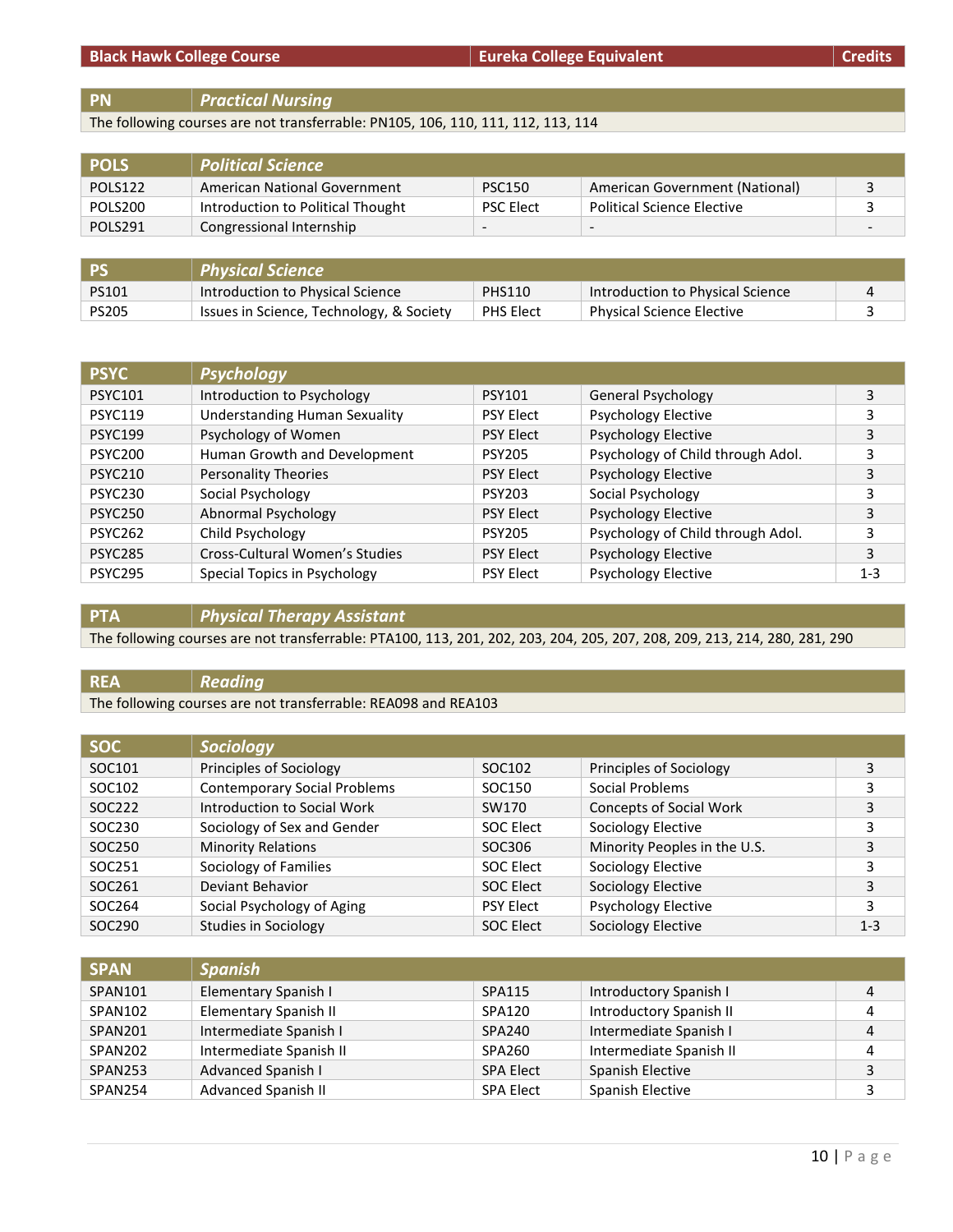| Black Hawk College Course | | Eureka College Equivalent | | Credits |
|---|---|---|---|---|
| **PN** | ***Practical Nursing*** | | | |
| The following courses are not transferrable: PN105, 106, 110, 111, 112, 113, 114 | | | | |
| **POLS** | ***Political Science*** | | | |
| POLS122 | American National Government | PSC150 | American Government (National) | 3 |
| POLS200 | Introduction to Political Thought | PSC Elect | Political Science Elective | 3 |
| POLS291 | Congressional Internship | - | - | - |
| **PS** | ***Physical Science*** | | | |
| PS101 | Introduction to Physical Science | PHS110 | Introduction to Physical Science | 4 |
| PS205 | Issues in Science, Technology, & Society | PHS Elect | Physical Science Elective | 3 |
| **PSYC** | ***Psychology*** | | | |
| PSYC101 | Introduction to Psychology | PSY101 | General Psychology | 3 |
| PSYC119 | Understanding Human Sexuality | PSY Elect | Psychology Elective | 3 |
| PSYC199 | Psychology of Women | PSY Elect | Psychology Elective | 3 |
| PSYC200 | Human Growth and Development | PSY205 | Psychology of Child through Adol. | 3 |
| PSYC210 | Personality Theories | PSY Elect | Psychology Elective | 3 |
| PSYC230 | Social Psychology | PSY203 | Social Psychology | 3 |
| PSYC250 | Abnormal Psychology | PSY Elect | Psychology Elective | 3 |
| PSYC262 | Child Psychology | PSY205 | Psychology of Child through Adol. | 3 |
| PSYC285 | Cross-Cultural Women's Studies | PSY Elect | Psychology Elective | 3 |
| PSYC295 | Special Topics in Psychology | PSY Elect | Psychology Elective | 1-3 |
| **PTA** | ***Physical Therapy Assistant*** | | | |
| The following courses are not transferrable: PTA100, 113, 201, 202, 203, 204, 205, 207, 208, 209, 213, 214, 280, 281, 290 | | | | |
| **REA** | ***Reading*** | | | |
| The following courses are not transferrable: REA098 and REA103 | | | | |
| **SOC** | ***Sociology*** | | | |
| SOC101 | Principles of Sociology | SOC102 | Principles of Sociology | 3 |
| SOC102 | Contemporary Social Problems | SOC150 | Social Problems | 3 |
| SOC222 | Introduction to Social Work | SW170 | Concepts of Social Work | 3 |
| SOC230 | Sociology of Sex and Gender | SOC Elect | Sociology Elective | 3 |
| SOC250 | Minority Relations | SOC306 | Minority Peoples in the U.S. | 3 |
| SOC251 | Sociology of Families | SOC Elect | Sociology Elective | 3 |
| SOC261 | Deviant Behavior | SOC Elect | Sociology Elective | 3 |
| SOC264 | Social Psychology of Aging | PSY Elect | Psychology Elective | 3 |
| SOC290 | Studies in Sociology | SOC Elect | Sociology Elective | 1-3 |
| **SPAN** | ***Spanish*** | | | |
| SPAN101 | Elementary Spanish I | SPA115 | Introductory Spanish I | 4 |
| SPAN102 | Elementary Spanish II | SPA120 | Introductory Spanish II | 4 |
| SPAN201 | Intermediate Spanish I | SPA240 | Intermediate Spanish I | 4 |
| SPAN202 | Intermediate Spanish II | SPA260 | Intermediate Spanish II | 4 |
| SPAN253 | Advanced Spanish I | SPA Elect | Spanish Elective | 3 |
| SPAN254 | Advanced Spanish II | SPA Elect | Spanish Elective | 3 |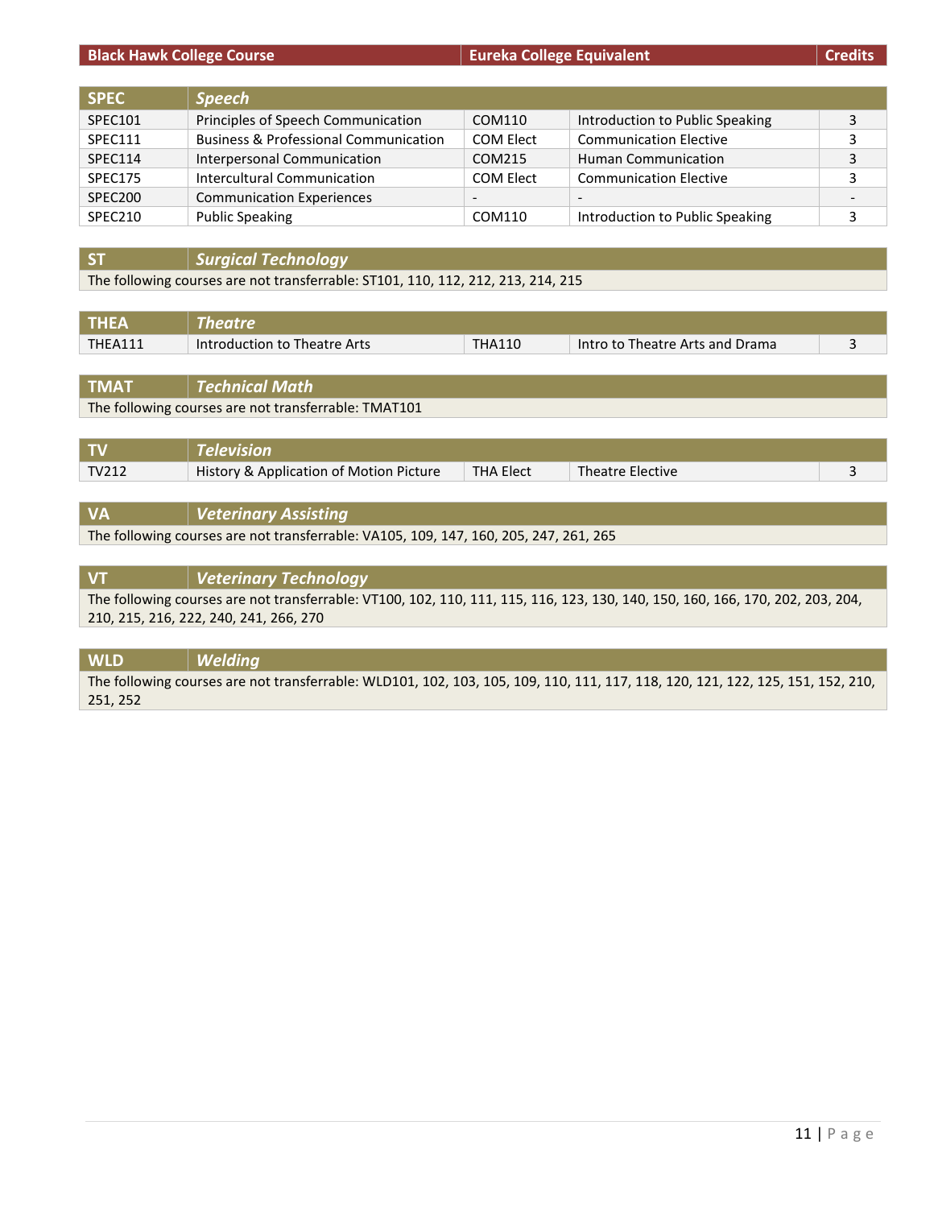| Black Hawk College Course | | Eureka College Equivalent | | Credits |
|---|---|---|---|---|
| **SPEC** | ***Speech*** | | | |
| SPEC101 | Principles of Speech Communication | COM110 | Introduction to Public Speaking | 3 |
| SPEC111 | Business & Professional Communication | COM Elect | Communication Elective | 3 |
| SPEC114 | Interpersonal Communication | COM215 | Human Communication | 3 |
| SPEC175 | Intercultural Communication | COM Elect | Communication Elective | 3 |
| SPEC200 | Communication Experiences | - | - | - |
| SPEC210 | Public Speaking | COM110 | Introduction to Public Speaking | 3 |
| **ST** | ***Surgical Technology*** | | | |
| The following courses are not transferrable: ST101, 110, 112, 212, 213, 214, 215 | | | | |
| **THEA** | ***Theatre*** | | | |
| THEA111 | Introduction to Theatre Arts | THA110 | Intro to Theatre Arts and Drama | 3 |
| **TMAT** | ***Technical Math*** | | | |
| The following courses are not transferrable: TMAT101 | | | | |
| **TV** | ***Television*** | | | |
| TV212 | History & Application of Motion Picture | THA Elect | Theatre Elective | 3 |
| **VA** | ***Veterinary Assisting*** | | | |
| The following courses are not transferrable: VA105, 109, 147, 160, 205, 247, 261, 265 | | | | |
| **VT** | ***Veterinary Technology*** | | | |
| The following courses are not transferrable: VT100, 102, 110, 111, 115, 116, 123, 130, 140, 150, 160, 166, 170, 202, 203, 204, 210, 215, 216, 222, 240, 241, 266, 270 | | | | |
| **WLD** | ***Welding*** | | | |
| The following courses are not transferrable: WLD101, 102, 103, 105, 109, 110, 111, 117, 118, 120, 121, 122, 125, 151, 152, 210, 251, 252 | | | | |